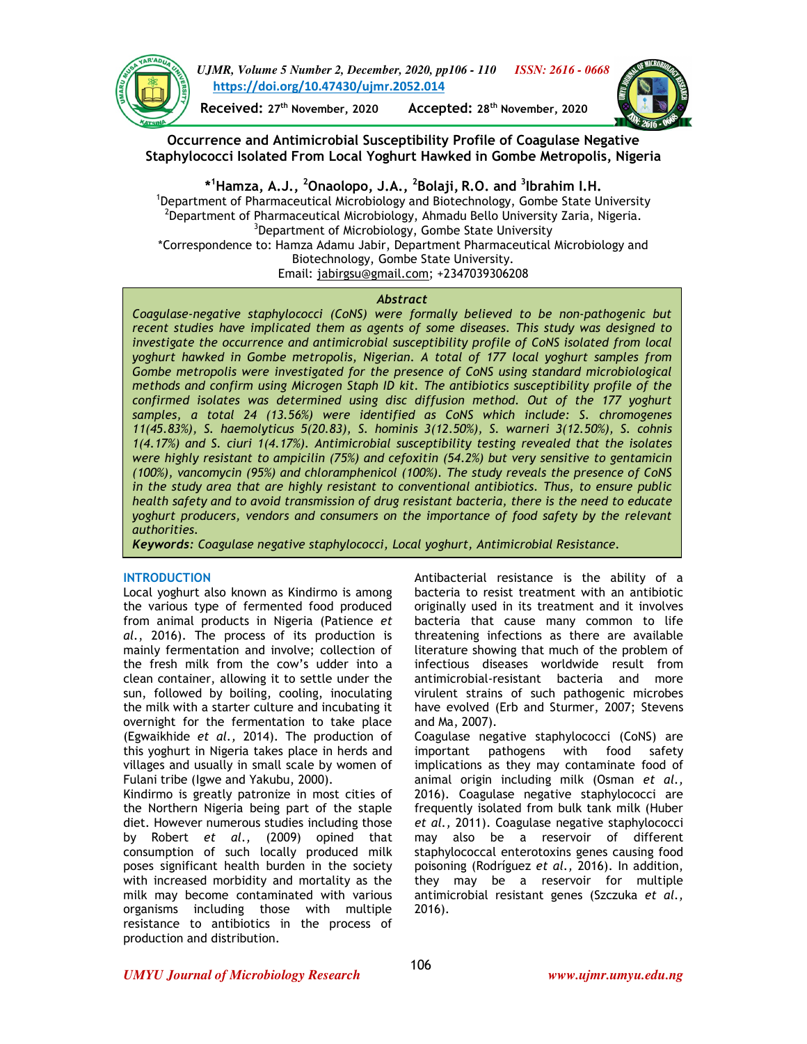UJMR, Volume 5 Number 2, December, 2020, pp106 - 110 ISSN: 2616 - 0668
https://doi.org/10.47430/ujmr.2052.014

**Received:** 27th November, 2020 **Accepted:** 28th November, 2020

# Occurrence and Antimicrobial Susceptibility Profile of Coagulase Negative Staphylococci Isolated From Local Yoghurt Hawked in Gombe Metropolis, Nigeria

**\*[1]Hamza, A.J., [2]Onaolopo, J.A., [2]Bolaji, R.O. and [3]Ibrahim I.H.**

[1]Department of Pharmaceutical Microbiology and Biotechnology, Gombe State University
[2]Department of Pharmaceutical Microbiology, Ahmadu Bello University Zaria, Nigeria.
[3]Department of Microbiology, Gombe State University
\*Correspondence to: Hamza Adamu Jabir, Department Pharmaceutical Microbiology and Biotechnology, Gombe State University.
Email: jabirgsu@gmail.com; +2347039306208

### *Abstract*

*Coagulase-negative staphylococci (CoNS) were formally believed to be non-pathogenic but recent studies have implicated them as agents of some diseases. This study was designed to investigate the occurrence and antimicrobial susceptibility profile of CoNS isolated from local yoghurt hawked in Gombe metropolis, Nigerian. A total of 177 local yoghurt samples from Gombe metropolis were investigated for the presence of CoNS using standard microbiological methods and confirm using Microgen Staph ID kit. The antibiotics susceptibility profile of the confirmed isolates was determined using disc diffusion method. Out of the 177 yoghurt samples, a total 24 (13.56%) were identified as CoNS which include: S. chromogenes 11(45.83%), S. haemolyticus 5(20.83), S. hominis 3(12.50%), S. warneri 3(12.50%), S. cohnis 1(4.17%) and S. ciuri 1(4.17%). Antimicrobial susceptibility testing revealed that the isolates were highly resistant to ampicilin (75%) and cefoxitin (54.2%) but very sensitive to gentamicin (100%), vancomycin (95%) and chloramphenicol (100%). The study reveals the presence of CoNS in the study area that are highly resistant to conventional antibiotics. Thus, to ensure public health safety and to avoid transmission of drug resistant bacteria, there is the need to educate yoghurt producers, vendors and consumers on the importance of food safety by the relevant authorities.*

***Keywords:** Coagulase negative staphylococci, Local yoghurt, Antimicrobial Resistance.*

## INTRODUCTION

Local yoghurt also known as Kindirmo is among the various type of fermented food produced from animal products in Nigeria (Patience *et al.*, 2016). The process of its production is mainly fermentation and involve; collection of the fresh milk from the cow's udder into a clean container, allowing it to settle under the sun, followed by boiling, cooling, inoculating the milk with a starter culture and incubating it overnight for the fermentation to take place (Egwaikhide *et al.,* 2014). The production of this yoghurt in Nigeria takes place in herds and villages and usually in small scale by women of Fulani tribe (Igwe and Yakubu, 2000).

Kindirmo is greatly patronize in most cities of the Northern Nigeria being part of the staple diet. However numerous studies including those by Robert *et al.,* (2009) opined that consumption of such locally produced milk poses significant health burden in the society with increased morbidity and mortality as the milk may become contaminated with various organisms including those with multiple resistance to antibiotics in the process of production and distribution.

Antibacterial resistance is the ability of a bacteria to resist treatment with an antibiotic originally used in its treatment and it involves bacteria that cause many common to life threatening infections as there are available literature showing that much of the problem of infectious diseases worldwide result from antimicrobial-resistant bacteria and more virulent strains of such pathogenic microbes have evolved (Erb and Sturmer, 2007; Stevens and Ma, 2007).

Coagulase negative staphylococci (CoNS) are important pathogens with food safety implications as they may contaminate food of animal origin including milk (Osman *et al.,* 2016). Coagulase negative staphylococci are frequently isolated from bulk tank milk (Huber *et al.,* 2011). Coagulase negative staphylococci may also be a reservoir of different staphylococcal enterotoxins genes causing food poisoning (Rodríguez *et al.,* 2016). In addition, they may be a reservoir for multiple antimicrobial resistant genes (Szczuka *et al.,* 2016).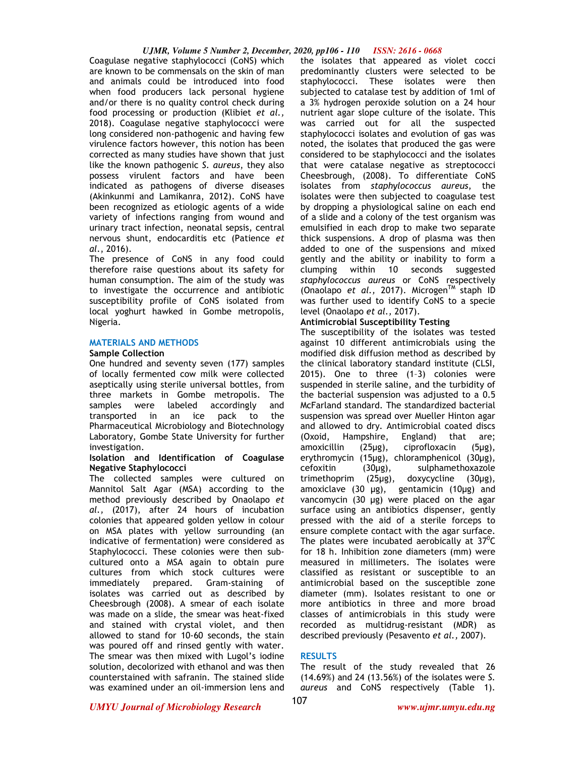Coagulase negative staphylococci (CoNS) which are known to be commensals on the skin of man and animals could be introduced into food when food producers lack personal hygiene and/or there is no quality control check during food processing or production (Klibiet *et al.,* 2018). Coagulase negative staphylococci were long considered non-pathogenic and having few virulence factors however, this notion has been corrected as many studies have shown that just like the known pathogenic *S. aureus*, they also possess virulent factors and have been indicated as pathogens of diverse diseases (Akinkunmi and Lamikanra, 2012). CoNS have been recognized as etiologic agents of a wide variety of infections ranging from wound and urinary tract infection, neonatal sepsis, central nervous shunt, endocarditis etc (Patience *et al.*, 2016).

The presence of CoNS in any food could therefore raise questions about its safety for human consumption. The aim of the study was to investigate the occurrence and antibiotic susceptibility profile of CoNS isolated from local yoghurt hawked in Gombe metropolis, Nigeria.

## MATERIALS AND METHODS

### Sample Collection

One hundred and seventy seven (177) samples of locally fermented cow milk were collected aseptically using sterile universal bottles, from three markets in Gombe metropolis. The samples were labeled accordingly and transported in an ice pack to the Pharmaceutical Microbiology and Biotechnology Laboratory, Gombe State University for further investigation.

### Isolation and Identification of Coagulase Negative Staphylococci

The collected samples were cultured on Mannitol Salt Agar (MSA) according to the method previously described by Onaolapo *et al.,* (2017), after 24 hours of incubation colonies that appeared golden yellow in colour on MSA plates with yellow surrounding (an indicative of fermentation) were considered as Staphylococci. These colonies were then sub-cultured onto a MSA again to obtain pure cultures from which stock cultures were immediately prepared. Gram-staining of isolates was carried out as described by Cheesbrough (2008). A smear of each isolate was made on a slide, the smear was heat-fixed and stained with crystal violet, and then allowed to stand for 10-60 seconds, the stain was poured off and rinsed gently with water. The smear was then mixed with Lugol's iodine solution, decolorized with ethanol and was then counterstained with safranin. The stained slide was examined under an oil-immersion lens and the isolates that appeared as violet cocci predominantly clusters were selected to be staphylococci. These isolates were then subjected to catalase test by addition of 1ml of a 3% hydrogen peroxide solution on a 24 hour nutrient agar slope culture of the isolate. This was carried out for all the suspected staphylococci isolates and evolution of gas was noted, the isolates that produced the gas were considered to be staphylococci and the isolates that were catalase negative as streptococci Cheesbrough, (2008). To differentiate CoNS isolates from *staphylococcus aureus*, the isolates were then subjected to coagulase test by dropping a physiological saline on each end of a slide and a colony of the test organism was emulsified in each drop to make two separate thick suspensions. A drop of plasma was then added to one of the suspensions and mixed gently and the ability or inability to form a clumping within 10 seconds suggested *staphylococcus aureus* or CoNS respectively (Onaolapo *et al.,* 2017). Microgen™ staph ID was further used to identify CoNS to a specie level (Onaolapo *et al.,* 2017).

### Antimicrobial Susceptibility Testing

The susceptibility of the isolates was tested against 10 different antimicrobials using the modified disk diffusion method as described by the clinical laboratory standard institute (CLSI, 2015). One to three (1–3) colonies were suspended in sterile saline, and the turbidity of the bacterial suspension was adjusted to a 0.5 McFarland standard. The standardized bacterial suspension was spread over Mueller Hinton agar and allowed to dry. Antimicrobial coated discs (Oxoid, Hampshire, England) that are; amoxicillin (25µg), ciprofloxacin (5µg), erythromycin (15µg), chloramphenicol (30µg), cefoxitin (30µg), sulphamethoxazole trimethoprim (25µg), doxycycline (30µg), amoxiclave (30 µg), gentamicin (10µg) and vancomycin (30 µg) were placed on the agar surface using an antibiotics dispenser, gently pressed with the aid of a sterile forceps to ensure complete contact with the agar surface. The plates were incubated aerobically at $37^{0}$C for 18 h. Inhibition zone diameters (mm) were measured in millimeters. The isolates were classified as resistant or susceptible to an antimicrobial based on the susceptible zone diameter (mm). Isolates resistant to one or more antibiotics in three and more broad classes of antimicrobials in this study were recorded as multidrug-resistant (MDR) as described previously (Pesavento *et al.,* 2007).

## RESULTS

The result of the study revealed that 26 (14.69%) and 24 (13.56%) of the isolates were *S. aureus* and CoNS respectively (Table 1).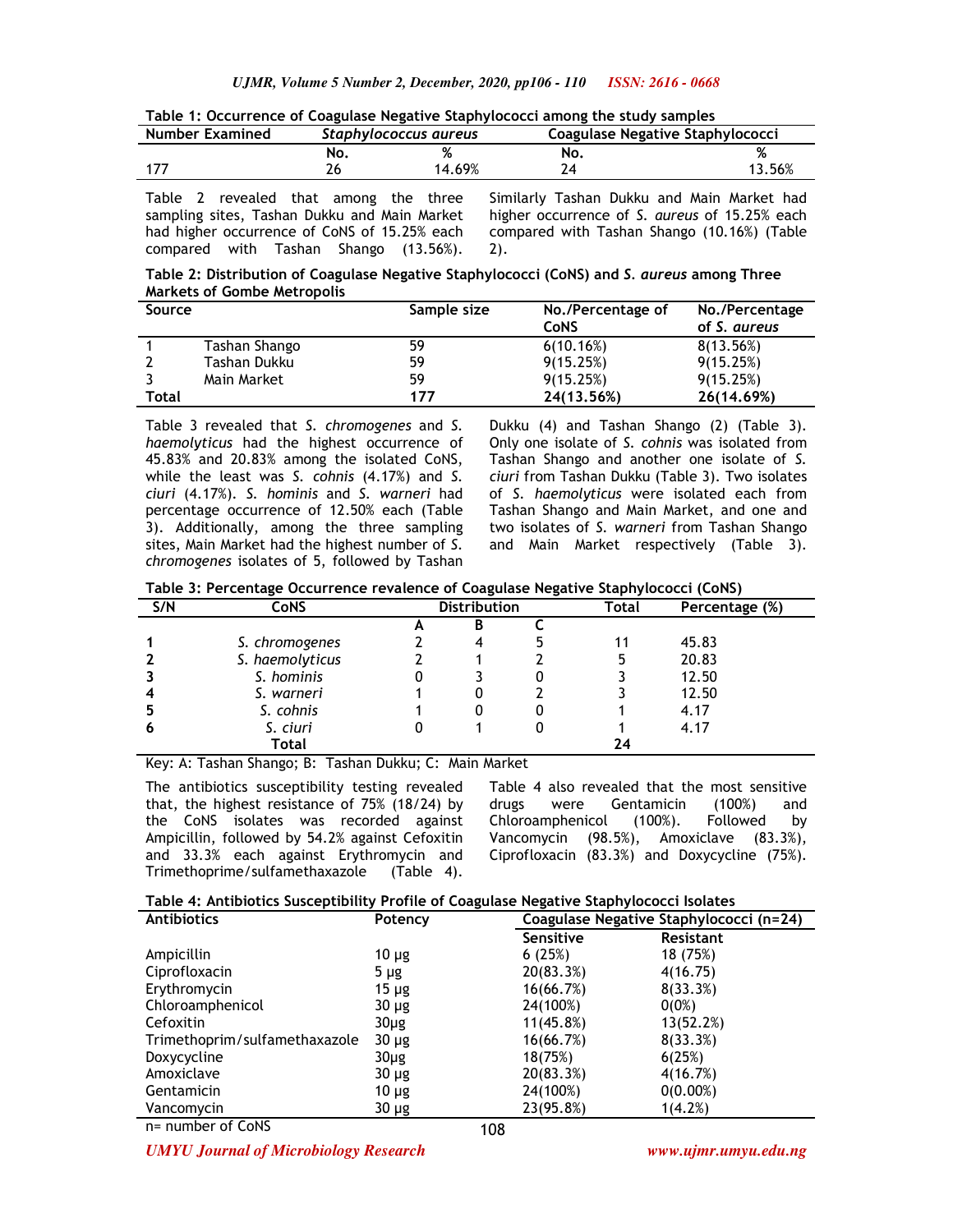**Table 1: Occurrence of Coagulase Negative Staphylococci among the study samples**

| Number Examined | *Staphylococcus aureus* | | Coagulase Negative Staphylococci | |
|---|---|---|---|---|
| | No. | % | No. | % |
| 177 | 26 | 14.69% | 24 | 13.56% |

Table 2 revealed that among the three sampling sites, Tashan Dukku and Main Market had higher occurrence of CoNS of 15.25% each compared with Tashan Shango (13.56%). Similarly Tashan Dukku and Main Market had higher occurrence of *S. aureus* of 15.25% each compared with Tashan Shango (10.16%) (Table 2).

**Table 2: Distribution of Coagulase Negative Staphylococci (CoNS) and *S. aureus* among Three Markets of Gombe Metropolis**

| Source | | Sample size | No./Percentage of CoNS | No./Percentage of *S. aureus* |
|---|---|---|---|---|
| 1 | Tashan Shango | 59 | 6(10.16%) | 8(13.56%) |
| 2 | Tashan Dukku | 59 | 9(15.25%) | 9(15.25%) |
| 3 | Main Market | 59 | 9(15.25%) | 9(15.25%) |
| **Total** | | **177** | **24(13.56%)** | **26(14.69%)** |

Table 3 revealed that *S. chromogenes* and *S. haemolyticus* had the highest occurrence of 45.83% and 20.83% among the isolated CoNS, while the least was *S. cohnis* (4.17%) and *S. ciuri* (4.17%). *S. hominis* and *S. warneri* had percentage occurrence of 12.50% each (Table 3). Additionally, among the three sampling sites, Main Market had the highest number of *S. chromogenes* isolates of 5, followed by Tashan Dukku (4) and Tashan Shango (2) (Table 3). Only one isolate of *S. cohnis* was isolated from Tashan Shango and another one isolate of *S. ciuri* from Tashan Dukku (Table 3). Two isolates of *S. haemolyticus* were isolated each from Tashan Shango and Main Market, and one and two isolates of *S. warneri* from Tashan Shango and Main Market respectively (Table 3).

**Table 3: Percentage Occurrence revalence of Coagulase Negative Staphylococci (CoNS)**

| S/N | CoNS | Distribution | | | Total | Percentage (%) |
|---|---|---|---|---|---|---|
| | | A | B | C | | |
| **1** | *S. chromogenes* | 2 | 4 | 5 | 11 | 45.83 |
| **2** | *S. haemolyticus* | 2 | 1 | 2 | 5 | 20.83 |
| **3** | *S. hominis* | 0 | 3 | 0 | 3 | 12.50 |
| **4** | *S. warneri* | 1 | 0 | 2 | 3 | 12.50 |
| **5** | *S. cohnis* | 1 | 0 | 0 | 1 | 4.17 |
| **6** | *S. ciuri* | 0 | 1 | 0 | 1 | 4.17 |
| | **Total** | | | | **24** | |

Key: A: Tashan Shango; B: Tashan Dukku; C: Main Market

The antibiotics susceptibility testing revealed that, the highest resistance of 75% (18/24) by the CoNS isolates was recorded against Ampicillin, followed by 54.2% against Cefoxitin and 33.3% each against Erythromycin and Trimethoprime/sulfamethaxazole (Table 4). Table 4 also revealed that the most sensitive drugs were Gentamicin (100%) and Chloroamphenicol (100%). Followed by Vancomycin (98.5%), Amoxiclave (83.3%), Ciprofloxacin (83.3%) and Doxycycline (75%).

**Table 4: Antibiotics Susceptibility Profile of Coagulase Negative Staphylococci Isolates**

| Antibiotics | Potency | Coagulase Negative Staphylococci (n=24) | |
|---|---|---|---|
| | | Sensitive | Resistant |
| Ampicillin | 10 µg | 6 (25%) | 18 (75%) |
| Ciprofloxacin | 5 µg | 20(83.3%) | 4(16.75) |
| Erythromycin | 15 µg | 16(66.7%) | 8(33.3%) |
| Chloroamphenicol | 30 µg | 24(100%) | 0(0%) |
| Cefoxitin | 30µg | 11(45.8%) | 13(52.2%) |
| Trimethoprim/sulfamethazole | 30 µg | 16(66.7%) | 8(33.3%) |
| Doxycycline | 30µg | 18(75%) | 6(25%) |
| Amoxiclave | 30 µg | 20(83.3%) | 4(16.7%) |
| Gentamicin | 10 µg | 24(100%) | 0(0.00%) |
| Vancomycin | 30 µg | 23(95.8%) | 1(4.2%) |

n= number of CoNS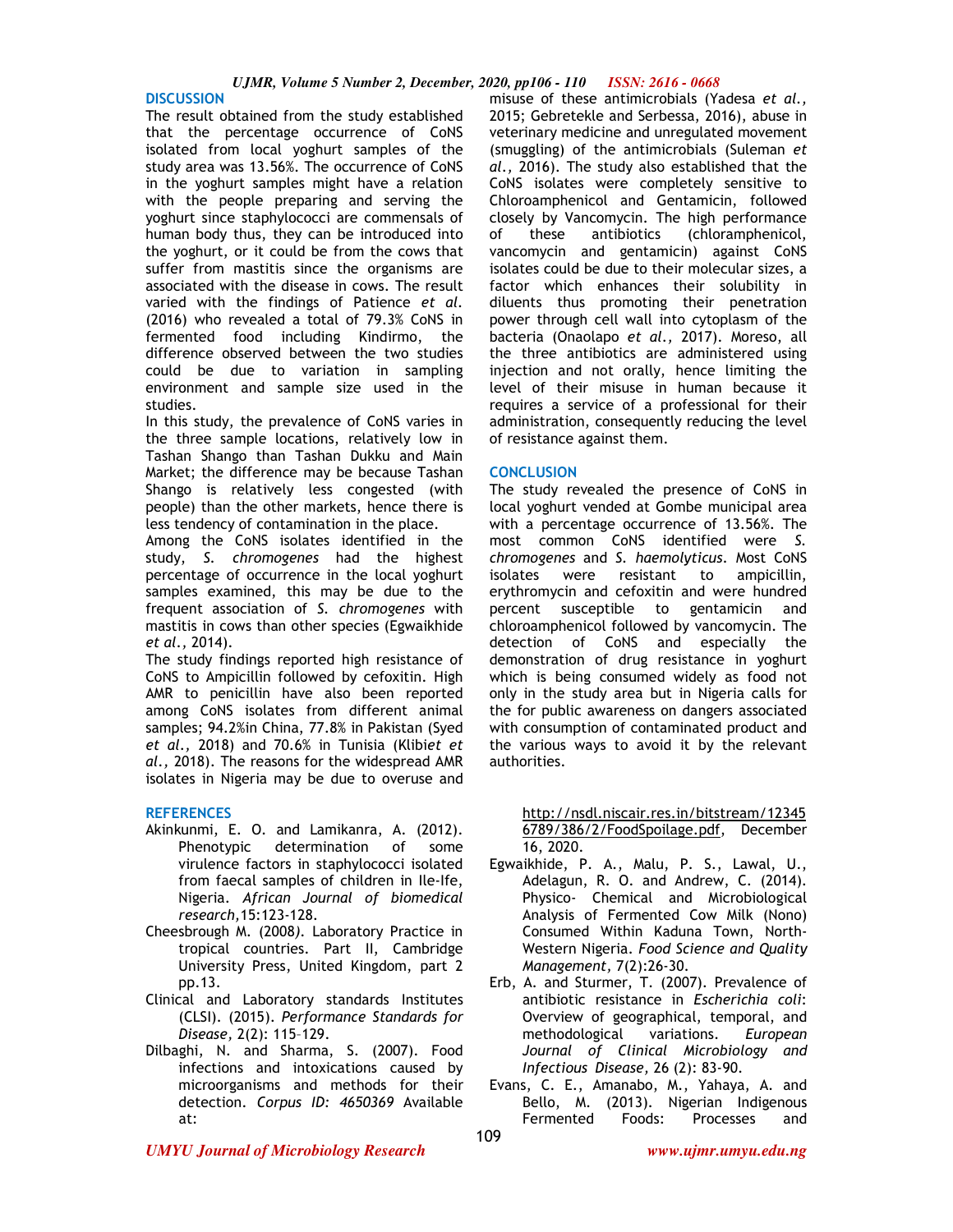## DISCUSSION

The result obtained from the study established that the percentage occurrence of CoNS isolated from local yoghurt samples of the study area was 13.56%. The occurrence of CoNS in the yoghurt samples might have a relation with the people preparing and serving the yoghurt since staphylococci are commensals of human body thus, they can be introduced into the yoghurt, or it could be from the cows that suffer from mastitis since the organisms are associated with the disease in cows. The result varied with the findings of Patience *et al.* (2016) who revealed a total of 79.3% CoNS in fermented food including Kindirmo, the difference observed between the two studies could be due to variation in sampling environment and sample size used in the studies.

In this study, the prevalence of CoNS varies in the three sample locations, relatively low in Tashan Shango than Tashan Dukku and Main Market; the difference may be because Tashan Shango is relatively less congested (with people) than the other markets, hence there is less tendency of contamination in the place.

Among the CoNS isolates identified in the study, *S. chromogenes* had the highest percentage of occurrence in the local yoghurt samples examined, this may be due to the frequent association of *S. chromogenes* with mastitis in cows than other species (Egwaikhide *et al.,* 2014).

The study findings reported high resistance of CoNS to Ampicillin followed by cefoxitin. High AMR to penicillin have also been reported among CoNS isolates from different animal samples; 94.2%in China, 77.8% in Pakistan (Syed *et al.,* 2018) and 70.6% in Tunisia (Klibi*et et al.,* 2018). The reasons for the widespread AMR isolates in Nigeria may be due to overuse and misuse of these antimicrobials (Yadesa *et al.,* 2015; Gebretekle and Serbessa, 2016), abuse in veterinary medicine and unregulated movement (smuggling) of the antimicrobials (Suleman *et al.,* 2016). The study also established that the CoNS isolates were completely sensitive to Chloroamphenicol and Gentamicin, followed closely by Vancomycin. The high performance of these antibiotics (chloramphenicol, vancomycin and gentamicin) against CoNS isolates could be due to their molecular sizes, a factor which enhances their solubility in diluents thus promoting their penetration power through cell wall into cytoplasm of the bacteria (Onaolapo *et al.,* 2017). Moreso, all the three antibiotics are administered using injection and not orally, hence limiting the level of their misuse in human because it requires a service of a professional for their administration, consequently reducing the level of resistance against them.

## CONCLUSION

The study revealed the presence of CoNS in local yoghurt vended at Gombe municipal area with a percentage occurrence of 13.56%. The most common CoNS identified were *S. chromogenes* and *S. haemolyticus*. Most CoNS isolates were resistant to ampicillin, erythromycin and cefoxitin and were hundred percent susceptible to gentamicin and chloroamphenicol followed by vancomycin. The detection of CoNS and especially the demonstration of drug resistance in yoghurt which is being consumed widely as food not only in the study area but in Nigeria calls for the for public awareness on dangers associated with consumption of contaminated product and the various ways to avoid it by the relevant authorities.

## REFERENCES

Akinkunmi, E. O. and Lamikanra, A. (2012). Phenotypic determination of some virulence factors in staphylococci isolated from faecal samples of children in Ile-Ife, Nigeria. *African Journal of biomedical research,*15:123-128.

Cheesbrough M. (2008). Laboratory Practice in tropical countries. Part II, Cambridge University Press, United Kingdom, part 2 pp.13.

Clinical and Laboratory standards Institutes (CLSI). (2015). *Performance Standards for Disease,* 2(2): 115–129.

Dilbaghi, N. and Sharma, S. (2007). Food infections and intoxications caused by microorganisms and methods for their detection. *Corpus ID: 4650369* Available at: http://nsdl.niscair.res.in/bitstream/123456789/386/2/FoodSpoilage.pdf, December 16, 2020.

Egwaikhide, P. A., Malu, P. S., Lawal, U., Adelagun, R. O. and Andrew, C. (2014). Physico- Chemical and Microbiological Analysis of Fermented Cow Milk (Nono) Consumed Within Kaduna Town, North-Western Nigeria. *Food Science and Quality Management,* 7(2):26-30.

Erb, A. and Sturmer, T. (2007). Prevalence of antibiotic resistance in *Escherichia coli*: Overview of geographical, temporal, and methodological variations. *European Journal of Clinical Microbiology and Infectious Disease,* 26 (2): 83-90.

Evans, C. E., Amanabo, M., Yahaya, A. and Bello, M. (2013). Nigerian Indigenous Fermented Foods: Processes and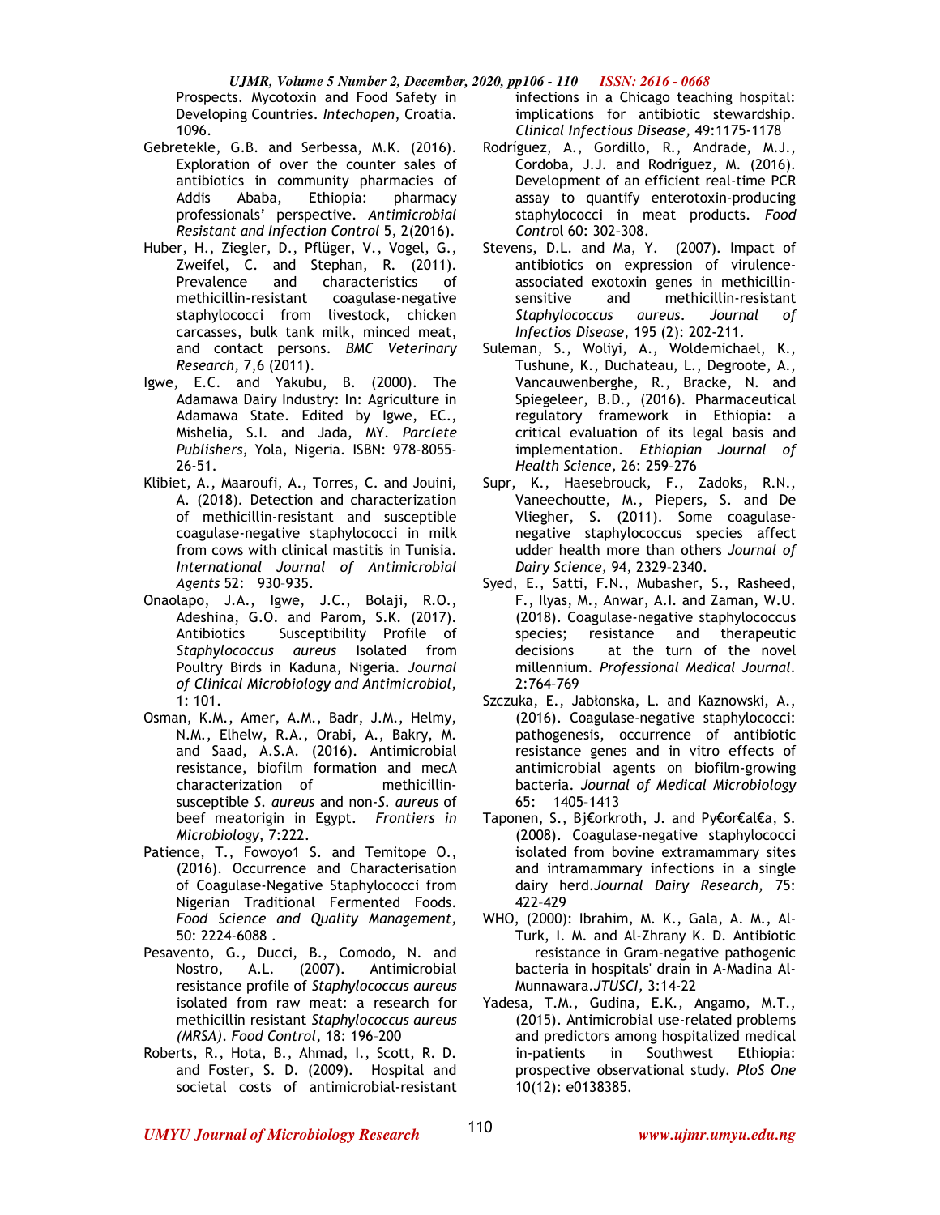Prospects. Mycotoxin and Food Safety in Developing Countries. *Intechopen*, Croatia. 1096.

Gebretekle, G.B. and Serbessa, M.K. (2016). Exploration of over the counter sales of antibiotics in community pharmacies of Addis Ababa, Ethiopia: pharmacy professionals' perspective. *Antimicrobial Resistant and Infection Control* 5, 2(2016).

Huber, H., Ziegler, D., Pflüger, V., Vogel, G., Zweifel, C. and Stephan, R. (2011). Prevalence and characteristics of methicillin-resistant coagulase-negative staphylococci from livestock, chicken carcasses, bulk tank milk, minced meat, and contact persons. *BMC Veterinary Research*, 7,6 (2011).

Igwe, E.C. and Yakubu, B. (2000). The Adamawa Dairy Industry: In: Agriculture in Adamawa State. Edited by Igwe, EC., Mishelia, S.I. and Jada, MY. *Parclete Publishers*, Yola, Nigeria. ISBN: 978-8055-26-51.

Klibiet, A., Maaroufi, A., Torres, C. and Jouini, A. (2018). Detection and characterization of methicillin-resistant and susceptible coagulase-negative staphylococci in milk from cows with clinical mastitis in Tunisia. *International Journal of Antimicrobial Agents* 52: 930–935.

Onaolapo, J.A., Igwe, J.C., Bolaji, R.O., Adeshina, G.O. and Parom, S.K. (2017). Antibiotics Susceptibility Profile of *Staphylococcus aureus* Isolated from Poultry Birds in Kaduna, Nigeria. *Journal of Clinical Microbiology and Antimicrobiol*, 1: 101.

Osman, K.M., Amer, A.M., Badr, J.M., Helmy, N.M., Elhelw, R.A., Orabi, A., Bakry, M. and Saad, A.S.A. (2016). Antimicrobial resistance, biofilm formation and mecA characterization of methicillin-susceptible *S. aureus* and non-*S. aureus* of beef meatorigin in Egypt. *Frontiers in Microbiology*, 7:222.

Patience, T., Fowoyo1 S. and Temitope O., (2016). Occurrence and Characterisation of Coagulase-Negative Staphylococci from Nigerian Traditional Fermented Foods. *Food Science and Quality Management,* 50: 2224-6088 .

Pesavento, G., Ducci, B., Comodo, N. and Nostro, A.L. (2007). Antimicrobial resistance profile of *Staphylococcus aureus* isolated from raw meat: a research for methicillin resistant *Staphylococcus aureus (MRSA)*. *Food Control*, 18: 196–200

Roberts, R., Hota, B., Ahmad, I., Scott, R. D. and Foster, S. D. (2009). Hospital and societal costs of antimicrobial-resistant infections in a Chicago teaching hospital: implications for antibiotic stewardship. *Clinical Infectious Disease*, 49:1175-1178

Rodríguez, A., Gordillo, R., Andrade, M.J., Cordoba, J.J. and Rodríguez, M. (2016). Development of an efficient real-time PCR assay to quantify enterotoxin-producing staphylococci in meat products. *Food Control* 60: 302–308.

Stevens, D.L. and Ma, Y. (2007). Impact of antibiotics on expression of virulence-associated exotoxin genes in methicillin-sensitive and methicillin-resistant *Staphylococcus aureus*. *Journal of Infectios Disease*, 195 (2): 202-211.

Suleman, S., Woliyi, A., Woldemichael, K., Tushune, K., Duchateau, L., Degroote, A., Vancauwenberghe, R., Bracke, N. and Spiegeleer, B.D., (2016). Pharmaceutical regulatory framework in Ethiopia: a critical evaluation of its legal basis and implementation. *Ethiopian Journal of Health Science,* 26: 259–276

Supr, K., Haesebrouck, F., Zadoks, R.N., Vaneechoutte, M., Piepers, S. and De Vliegher, S. (2011). Some coagulase-negative staphylococcus species affect udder health more than others *Journal of Dairy Science,* 94, 2329–2340.

Syed, E., Satti, F.N., Mubasher, S., Rasheed, F., Ilyas, M., Anwar, A.I. and Zaman, W.U. (2018). Coagulase-negative staphylococcus species; resistance and therapeutic decisions at the turn of the novel millennium. *Professional Medical Journal*. 2:764–769

Szczuka, E., Jabłonska, L. and Kaznowski, A., (2016). Coagulase-negative staphylococci: pathogenesis, occurrence of antibiotic resistance genes and in vitro effects of antimicrobial agents on biofilm-growing bacteria. *Journal of Medical Microbiology* 65: 1405–1413

Taponen, S., Bj€orkroth, J. and Py€or€al€a, S. (2008). Coagulase-negative staphylococci isolated from bovine extramammary sites and intramammary infections in a single dairy herd.*Journal Dairy Research,* 75: 422–429

WHO, (2000): Ibrahim, M. K., Gala, A. M., Al-Turk, I. M. and Al-Zhrany K. D. Antibiotic resistance in Gram-negative pathogenic bacteria in hospitals' drain in A-Madina Al-Munnawara.*JTUSCI,* 3:14-22

Yadesa, T.M., Gudina, E.K., Angamo, M.T., (2015). Antimicrobial use-related problems and predictors among hospitalized medical in-patients in Southwest Ethiopia: prospective observational study. *PloS One* 10(12): e0138385.